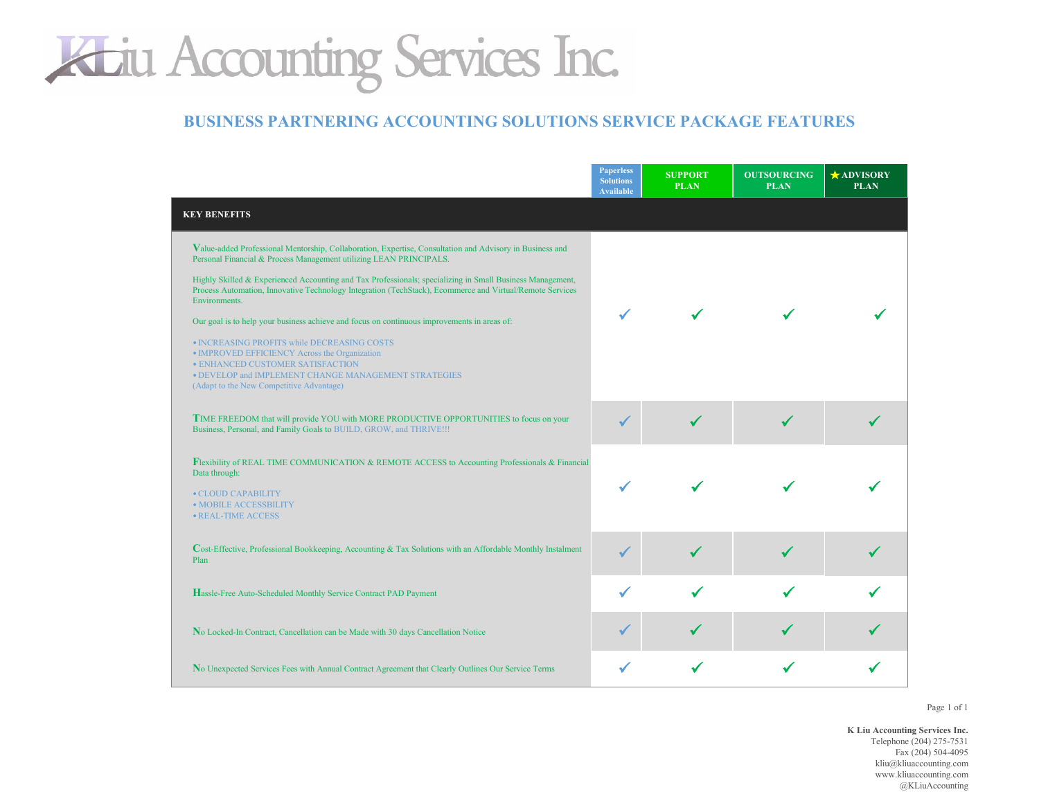# K Liu Accounting Services Inc.

## BUSINESS PARTNERING ACCOUNTING SOLUTIONS SERVICE PACKAGE FEATURES

| KEY BENEFITS | Paperless Solutions Available | SUPPORT PLAN | OUTSOURCING PLAN | ★ ADVISORY PLAN |
|---|---|---|---|---|
| **V**alue-added Professional Mentorship, Collaboration, Expertise, Consultation and Advisory in Business and Personal Financial & Process Management utilizing LEAN PRINCIPALS.<br><br>Highly Skilled & Experienced Accounting and Tax Professionals; specializing in Small Business Management, Process Automation, Innovative Technology Integration (TechStack), Ecommerce and Virtual/Remote Services Environments.<br><br>Our goal is to help your business achieve and focus on continuous improvements in areas of:<br><br>• INCREASING PROFITS while DECREASING COSTS<br>• IMPROVED EFFICIENCY Across the Organization<br>• ENHANCED CUSTOMER SATISFACTION<br>• DEVELOP and IMPLEMENT CHANGE MANAGEMENT STRATEGIES (Adapt to the New Competitive Advantage) | ✓ | ✓ | ✓ | ✓ |
| **T**IME FREEDOM that will provide YOU with MORE PRODUCTIVE OPPORTUNITIES to focus on your Business, Personal, and Family Goals to BUILD, GROW, and THRIVE!!! | ✓ | ✓ | ✓ | ✓ |
| **F**lexibility of REAL TIME COMMUNICATION & REMOTE ACCESS to Accounting Professionals & Financial Data through:<br><br>• CLOUD CAPABILITY<br>• MOBILE ACCESSBILITY<br>• REAL-TIME ACCESS | ✓ | ✓ | ✓ | ✓ |
| **C**ost-Effective, Professional Bookkeeping, Accounting & Tax Solutions with an Affordable Monthly Instalment Plan | ✓ | ✓ | ✓ | ✓ |
| **H**assle-Free Auto-Scheduled Monthly Service Contract PAD Payment | ✓ | ✓ | ✓ | ✓ |
| **N**o Locked-In Contract, Cancellation can be Made with 30 days Cancellation Notice | ✓ | ✓ | ✓ | ✓ |
| **N**o Unexpected Services Fees with Annual Contract Agreement that Clearly Outlines Our Service Terms | ✓ | ✓ | ✓ | ✓ |

**K Liu Accounting Services Inc.**
Telephone (204) 275-7531
Fax (204) 504-4095
kliu@kliuaccounting.com
www.kliuaccounting.com
@KLiuAccounting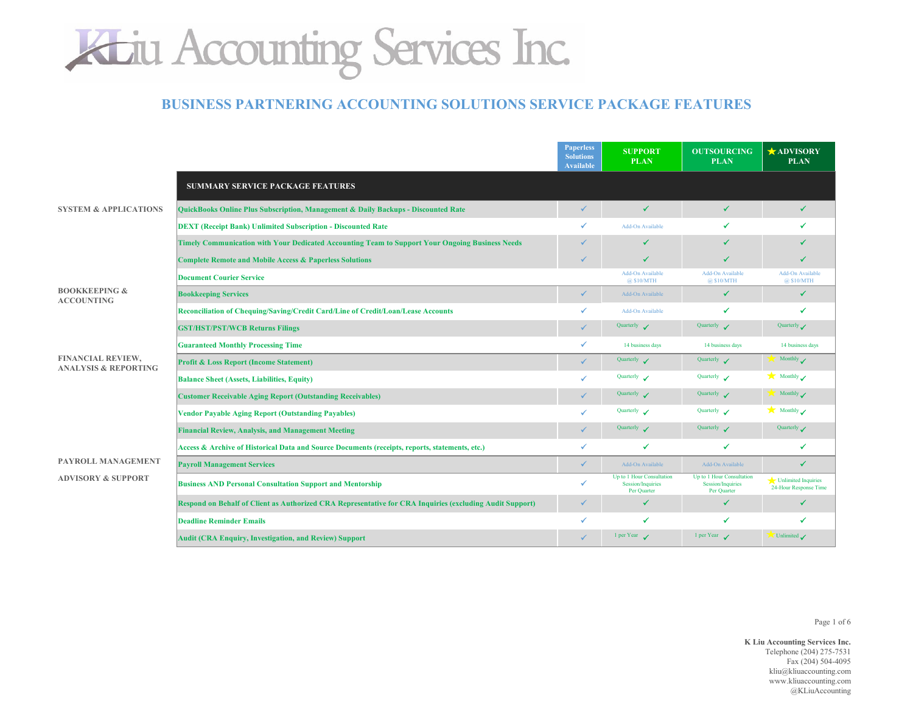# KLiu Accounting Services Inc.

## BUSINESS PARTNERING ACCOUNTING SOLUTIONS SERVICE PACKAGE FEATURES

| | SUMMARY SERVICE PACKAGE FEATURES | Paperless Solutions Available | SUPPORT PLAN | OUTSOURCING PLAN | ★ADVISORY PLAN |
|---|---|---|---|---|---|
| **SYSTEM & APPLICATIONS** | QuickBooks Online Plus Subscription, Management & Daily Backups - Discounted Rate | ✓ | ✓ | ✓ | ✓ |
| | DEXT (Receipt Bank) Unlimited Subscription - Discounted Rate | ✓ | Add-On Available | ✓ | ✓ |
| | Timely Communication with Your Dedicated Accounting Team to Support Your Ongoing Business Needs | ✓ | ✓ | ✓ | ✓ |
| | Complete Remote and Mobile Access & Paperless Solutions | ✓ | ✓ | ✓ | ✓ |
| | Document Courier Service | | Add-On Available @ $10/MTH | Add-On Available @ $10/MTH | Add-On Available @ $10/MTH |
| **BOOKKEEPING & ACCOUNTING** | Bookkeeping Services | ✓ | Add-On Available | ✓ | ✓ |
| | Reconciliation of Chequing/Saving/Credit Card/Line of Credit/Loan/Lease Accounts | ✓ | Add-On Available | ✓ | ✓ |
| | GST/HST/PST/WCB Returns Filings | ✓ | Quarterly ✓ | Quarterly ✓ | Quarterly ✓ |
| | Guaranteed Monthly Processing Time | ✓ | 14 business days | 14 business days | 14 business days |
| **FINANCIAL REVIEW, ANALYSIS & REPORTING** | Profit & Loss Report (Income Statement) | ✓ | Quarterly ✓ | Quarterly ✓ | ★ Monthly ✓ |
| | Balance Sheet (Assets, Liabilities, Equity) | ✓ | Quarterly ✓ | Quarterly ✓ | ★ Monthly ✓ |
| | Customer Receivable Aging Report (Outstanding Receivables) | ✓ | Quarterly ✓ | Quarterly ✓ | ★ Monthly ✓ |
| | Vendor Payable Aging Report (Outstanding Payables) | ✓ | Quarterly ✓ | Quarterly ✓ | ★ Monthly ✓ |
| | Financial Review, Analysis, and Management Meeting | ✓ | Quarterly ✓ | Quarterly ✓ | Quarterly ✓ |
| | Access & Archive of Historical Data and Source Documents (receipts, reports, statements, etc.) | ✓ | ✓ | ✓ | ✓ |
| **PAYROLL MANAGEMENT** | Payroll Management Services | ✓ | Add-On Available | Add-On Available | ✓ |
| **ADVISORY & SUPPORT** | Business AND Personal Consultation Support and Mentorship | ✓ | Up to 1 Hour Consultation Session/Inquiries Per Quarter | Up to 1 Hour Consultation Session/Inquiries Per Quarter | ★ Unlimited Inquiries 24-Hour Response Time |
| | Respond on Behalf of Client as Authorized CRA Representative for CRA Inquiries (excluding Audit Support) | ✓ | ✓ | ✓ | ✓ |
| | Deadline Reminder Emails | ✓ | ✓ | ✓ | ✓ |
| | Audit (CRA Enquiry, Investigation, and Review) Support | ✓ | 1 per Year ✓ | 1 per Year ✓ | ★ Unlimited ✓ |

**K Liu Accounting Services Inc.**
Telephone (204) 275-7531
Fax (204) 504-4095
kliu@kliuaccounting.com
www.kliuaccounting.com
@KLiuAccounting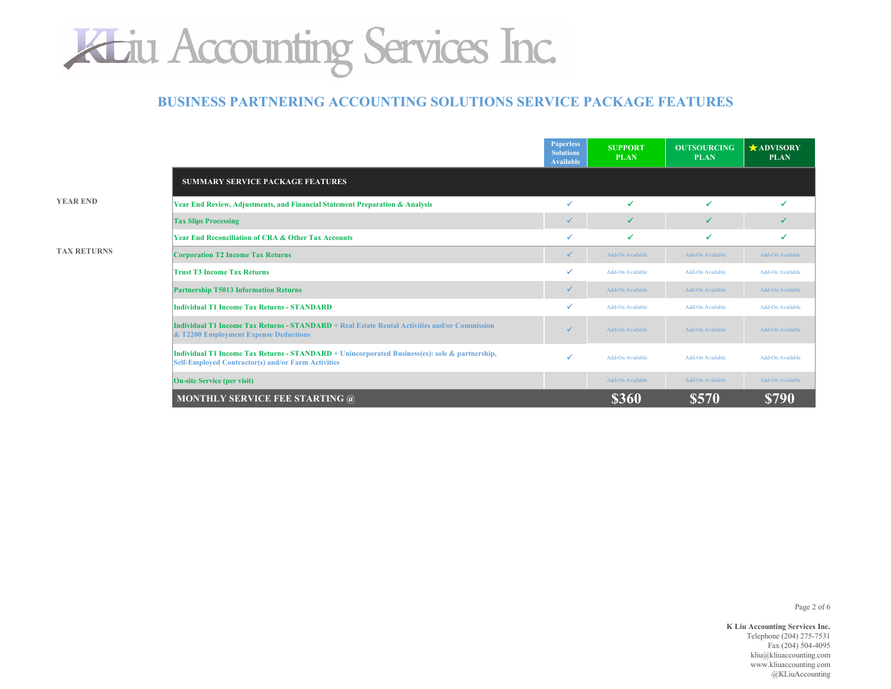# K Liu Accounting Services Inc.

## BUSINESS PARTNERING ACCOUNTING SOLUTIONS SERVICE PACKAGE FEATURES

| | | Paperless Solutions Available | SUPPORT PLAN | OUTSOURCING PLAN | ★ ADVISORY PLAN |
|---|---|---|---|---|---|
| | **SUMMARY SERVICE PACKAGE FEATURES** | | | | |
| **YEAR END** | Year End Review, Adjustments, and Financial Statement Preparation & Analysis | ✓ | ✓ | ✓ | ✓ |
| | Tax Slips Processing | ✓ | ✓ | ✓ | ✓ |
| | Year End Reconciliation of CRA & Other Tax Accounts | ✓ | ✓ | ✓ | ✓ |
| **TAX RETURNS** | Corporation T2 Income Tax Returns | ✓ | Add-On Available | Add-On Available | Add-On Available |
| | Trust T3 Income Tax Returns | ✓ | Add-On Available | Add-On Available | Add-On Available |
| | Partnership T5013 Information Returns | ✓ | Add-On Available | Add-On Available | Add-On Available |
| | Individual T1 Income Tax Returns - STANDARD | ✓ | Add-On Available | Add-On Available | Add-On Available |
| | Individual T1 Income Tax Returns - STANDARD + Real Estate Rental Activities and/or Commission & T2200 Employment Expense Deductions | ✓ | Add-On Available | Add-On Available | Add-On Available |
| | Individual T1 Income Tax Returns - STANDARD + Unincorporated Business(es): sole & partnership, Self-Employed Contractor(s) and/or Farm Activities | ✓ | Add-On Available | Add-On Available | Add-On Available |
| | On-site Service (per visit) | | Add-On Available | Add-On Available | Add-On Available |
| | **MONTHLY SERVICE FEE STARTING @** | | **$360** | **$570** | **$790** |

**K Liu Accounting Services Inc.**
Telephone (204) 275-7531
Fax (204) 504-4095
kliu@kliuaccounting.com
www.kliuaccounting.com
@KLiuAccounting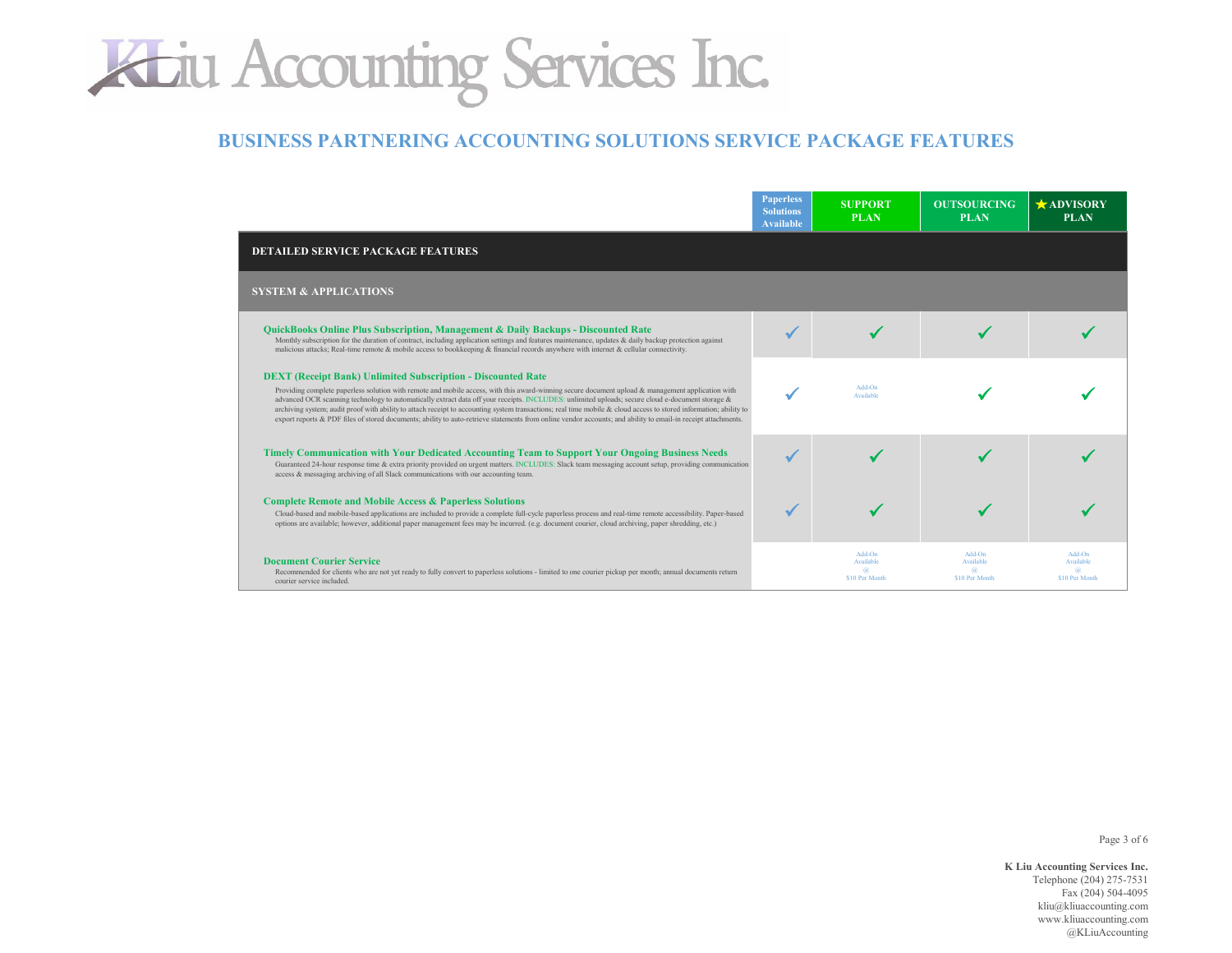# K Liu Accounting Services Inc.

## BUSINESS PARTNERING ACCOUNTING SOLUTIONS SERVICE PACKAGE FEATURES

| | Paperless Solutions Available | SUPPORT PLAN | OUTSOURCING PLAN | ★ADVISORY PLAN |
|---|---|---|---|---|
| **DETAILED SERVICE PACKAGE FEATURES** | | | | |
| **SYSTEM & APPLICATIONS** | | | | |
| **QuickBooks Online Plus Subscription, Management & Daily Backups - Discounted Rate**<br>Monthly subscription for the duration of contract, including application settings and features maintenance, updates & daily backup protection against malicious attacks; Real-time remote & mobile access to bookkeeping & financial records anywhere with internet & cellular connectivity. | ✓ | ✓ | ✓ | ✓ |
| **DEXT (Receipt Bank) Unlimited Subscription - Discounted Rate**<br>Providing complete paperless solution with remote and mobile access, with this award-winning secure document upload & management application with advanced OCR scanning technology to automatically extract data off your receipts. INCLUDES: unlimited uploads; secure cloud e-document storage & archiving system; audit proof with ability to attach receipt to accounting system transactions; real time mobile & cloud access to stored information; ability to export reports & PDF files of stored documents; ability to auto-retrieve statements from online vendor accounts; and ability to email-in receipt attachments. | ✓ | Add-On Available | ✓ | ✓ |
| **Timely Communication with Your Dedicated Accounting Team to Support Your Ongoing Business Needs**<br>Guaranteed 24-hour response time & extra priority provided on urgent matters. INCLUDES: Slack team messaging account setup, providing communication access & messaging archiving of all Slack communications with our accounting team. | ✓ | ✓ | ✓ | ✓ |
| **Complete Remote and Mobile Access & Paperless Solutions**<br>Cloud-based and mobile-based applications are included to provide a complete full-cycle paperless process and real-time remote accessibility. Paper-based options are available; however, additional paper management fees may be incurred. (e.g. document courier, cloud archiving, paper shredding, etc.) | ✓ | ✓ | ✓ | ✓ |
| **Document Courier Service**<br>Recommended for clients who are not yet ready to fully convert to paperless solutions - limited to one courier pickup per month; annual documents return courier service included. | | Add-On Available @ $10 Per Month | Add-On Available @ $10 Per Month | Add-On Available @ $10 Per Month |

**K Liu Accounting Services Inc.**
Telephone (204) 275-7531
Fax (204) 504-4095
kliu@kliuaccounting.com
www.kliuaccounting.com
@KLiuAccounting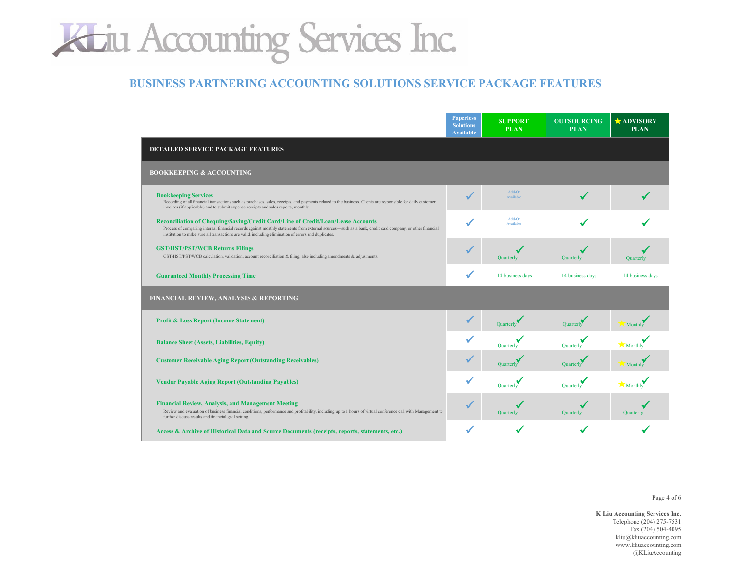# K Liu Accounting Services Inc.

## BUSINESS PARTNERING ACCOUNTING SOLUTIONS SERVICE PACKAGE FEATURES

| | Paperless Solutions Available | SUPPORT PLAN | OUTSOURCING PLAN | ★ADVISORY PLAN |
|---|---|---|---|---|
| **DETAILED SERVICE PACKAGE FEATURES** | | | | |
| **BOOKKEEPING & ACCOUNTING** | | | | |
| **Bookkeeping Services**<br>Recording of all financial transactions such as purchases, sales, receipts, and payments related to the business. Clients are responsible for daily customer invoices (if applicable) and to submit expense receipts and sales reports, monthly. | ✓ | Add-On Available | ✓ | ✓ |
| **Reconciliation of Chequing/Saving/Credit Card/Line of Credit/Loan/Lease Accounts**<br>Process of comparing internal financial records against monthly statements from external sources—such as a bank, credit card company, or other financial institution to make sure all transactions are valid, including elimination of errors and duplicates. | ✓ | Add-On Available | ✓ | ✓ |
| **GST/HST/PST/WCB Returns Filings**<br>GST/HST/PST/WCB calculation, validation, account reconciliation & filing, also including amendments & adjustments. | ✓ | ✓ Quarterly | ✓ Quarterly | ✓ Quarterly |
| **Guaranteed Monthly Processing Time** | ✓ | 14 business days | 14 business days | 14 business days |
| **FINANCIAL REVIEW, ANALYSIS & REPORTING** | | | | |
| **Profit & Loss Report (Income Statement)** | ✓ | Quarterly ✓ | Quarterly ✓ | ★Monthly ✓ |
| **Balance Sheet (Assets, Liabilities, Equity)** | ✓ | Quarterly ✓ | Quarterly ✓ | ★Monthly ✓ |
| **Customer Receivable Aging Report (Outstanding Receivables)** | ✓ | Quarterly ✓ | Quarterly ✓ | ★Monthly ✓ |
| **Vendor Payable Aging Report (Outstanding Payables)** | ✓ | Quarterly ✓ | Quarterly ✓ | ★Monthly ✓ |
| **Financial Review, Analysis, and Management Meeting**<br>Review and evaluation of business financial conditions, performance and profitability, including up to 1 hours of virtual conference call with Management to further discuss results and financial goal setting. | ✓ | ✓ Quarterly | ✓ Quarterly | ✓ Quarterly |
| **Access & Archive of Historical Data and Source Documents (receipts, reports, statements, etc.)** | ✓ | ✓ | ✓ | ✓ |

**K Liu Accounting Services Inc.**
Telephone (204) 275-7531
Fax (204) 504-4095
kliu@kliuaccounting.com
www.kliuaccounting.com
@KLiuAccounting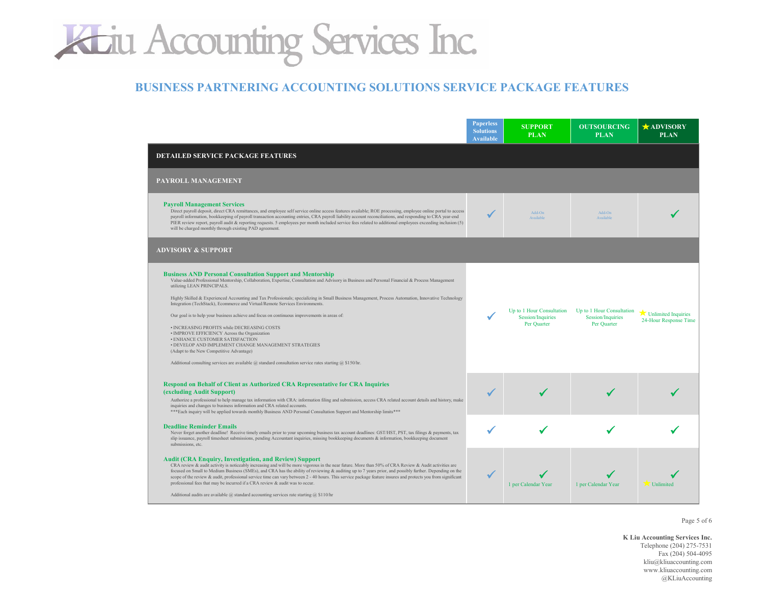# K Liu Accounting Services Inc.

## BUSINESS PARTNERING ACCOUNTING SOLUTIONS SERVICE PACKAGE FEATURES

| | Paperless Solutions Available | SUPPORT PLAN | OUTSOURCING PLAN | ★ ADVISORY PLAN |
|---|---|---|---|---|
| **DETAILED SERVICE PACKAGE FEATURES** | | | | |
| **PAYROLL MANAGEMENT** | | | | |
| **Payroll Management Services**<br>Direct payroll deposit, direct CRA remittances, and employee self service online access features available; ROE processing, employee online portal to access payroll information, bookkeeping of payroll transaction accounting entries, CRA payroll liability account reconciliations, and responding to CRA year-end PIER review report, payroll audit & reporting requests. 5 employees per month included service fees related to additional employees exceeding inclusion (5) will be charged monthly through existing PAD agreement. | ✓ | Add-On Available | Add-On Available | ✓ |
| **ADVISORY & SUPPORT** | | | | |
| **Business AND Personal Consultation Support and Mentorship**<br>Value-added Professional Mentorship, Collaboration, Expertise, Consultation and Advisory in Business and Personal Financial & Process Management utilizing LEAN PRINCIPALS.<br><br>Highly Skilled & Experienced Accounting and Tax Professionals; specializing in Small Business Management, Process Automation, Innovative Technology Integration (TechStack), Ecommerce and Virtual/Remote Services Environments.<br><br>Our goal is to help your business achieve and focus on continuous improvements in areas of:<br><br>• INCREASING PROFITS while DECREASING COSTS<br>• IMPROVE EFFICIENCY Across the Organization<br>• ENHANCE CUSTOMER SATISFACTION<br>• DEVELOP AND IMPLEMENT CHANGE MANAGEMENT STRATEGIES<br>(Adapt to the New Competitive Advantage)<br><br>Additional consulting services are available @ standard consultation service rates starting @ $150/hr. | ✓ | Up to 1 Hour Consultation Session/Inquiries Per Quarter | Up to 1 Hour Consultation Session/Inquiries Per Quarter | ★ Unlimited Inquiries 24-Hour Response Time |
| **Respond on Behalf of Client as Authorized CRA Representative for CRA Inquiries (excluding Audit Support)**<br>Authorize a professional to help manage tax information with CRA: information filing and submission, access CRA related account details and history, make inquiries and changes to business information and CRA related accounts.<br>***Each inquiry will be applied towards monthly Business AND Personal Consultation Support and Mentorship limits*** | ✓ | ✓ | ✓ | ✓ |
| **Deadline Reminder Emails**<br>Never forget another deadline! Receive timely emails prior to your upcoming business tax account deadlines: GST/HST, PST, tax filings & payments, tax slip issuance, payroll timesheet submissions, pending Accountant inquiries, missing bookkeeping documents & information, bookkeeping document submissions, etc. | ✓ | ✓ | ✓ | ✓ |
| **Audit (CRA Enquiry, Investigation, and Review) Support**<br>CRA review & audit activity is noticeably increasing and will be more vigorous in the near future. More than 50% of CRA Review & Audit activities are focused on Small to Medium Business (SMEs), and CRA has the ability of reviewing & auditing up to 7 years prior, and possibly further. Depending on the scope of the review & audit, professional service time can vary between 2 - 40 hours. This service package feature insures and protects you from significant professional fees that may be incurred if a CRA review & audit was to occur.<br><br>Additional audits are available @ standard accounting services rate starting @ $110/hr | ✓ | ✓ 1 per Calendar Year | ✓ 1 per Calendar Year | ✓ ★ Unlimited |

**K Liu Accounting Services Inc.**
Telephone (204) 275-7531
Fax (204) 504-4095
kliu@kliuaccounting.com
www.kliuaccounting.com
@KLiuAccounting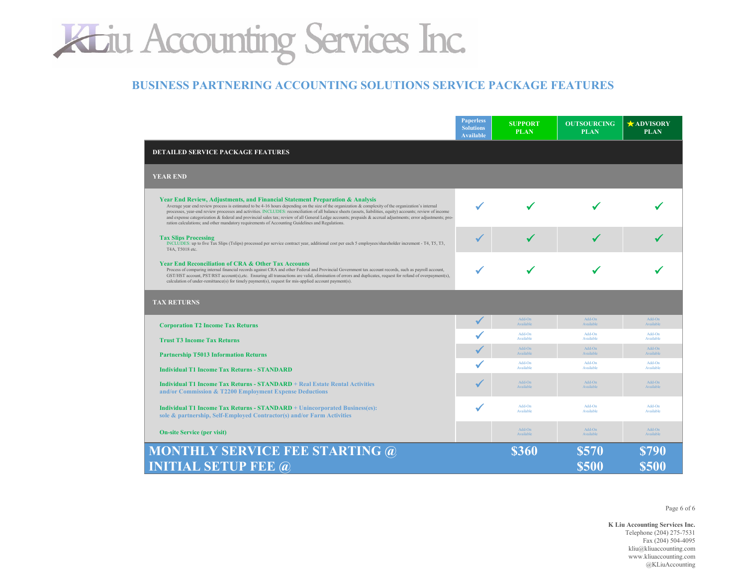# K Liu Accounting Services Inc.

## BUSINESS PARTNERING ACCOUNTING SOLUTIONS SERVICE PACKAGE FEATURES

| | Paperless Solutions Available | SUPPORT PLAN | OUTSOURCING PLAN | ★ADVISORY PLAN |
|---|---|---|---|---|
| **DETAILED SERVICE PACKAGE FEATURES** | | | | |
| **YEAR END** | | | | |
| **Year End Review, Adjustments, and Financial Statement Preparation & Analysis** Average year end review process is estimated to be 4-16 hours depending on the size of the organization & complexity of the organization's internal processes, year-end review processes and activities. INCLUDES: reconciliation of all balance sheets (assets, liabilities, equity) accounts; review of income and expense categorization & federal and provincial sales tax; review of all General Ledge accounts; prepaids & accrual adjustments; error adjustments; pro-ration calculations; and other mandatory requirements of Accounting Guidelines and Regulations. | ✓ | ✓ | ✓ | ✓ |
| **Tax Slips Processing** INCLUDES: up to five Tax Slips (Tslips) processed per service contract year, additional cost per each 5 employees/shareholder increment - T4, T5, T3, T4A, T5018 etc. | ✓ | ✓ | ✓ | ✓ |
| **Year End Reconciliation of CRA & Other Tax Accounts** Process of comparing internal financial records against CRA and other Federal and Provincial Government tax account records, such as payroll account, GST/HST account, PST/RST account(s),etc. Ensuring all transactions are valid, elimination of errors and duplicates, request for refund of overpayment(s), calculation of under-remittance(s) for timely payment(s), request for mis-applied account payment(s). | ✓ | ✓ | ✓ | ✓ |
| **TAX RETURNS** | | | | |
| **Corporation T2 Income Tax Returns** | ✓ | Add-On Available | Add-On Available | Add-On Available |
| **Trust T3 Income Tax Returns** | ✓ | Add-On Available | Add-On Available | Add-On Available |
| **Partnership T5013 Information Returns** | ✓ | Add-On Available | Add-On Available | Add-On Available |
| **Individual T1 Income Tax Returns - STANDARD** | ✓ | Add-On Available | Add-On Available | Add-On Available |
| **Individual T1 Income Tax Returns - STANDARD + Real Estate Rental Activities and/or Commission & T2200 Employment Expense Deductions** | ✓ | Add-On Available | Add-On Available | Add-On Available |
| **Individual T1 Income Tax Returns - STANDARD + Unincorporated Business(es): sole & partnership, Self-Employed Contractor(s) and/or Farm Activities** | ✓ | Add-On Available | Add-On Available | Add-On Available |
| **On-site Service (per visit)** | | Add-On Available | Add-On Available | Add-On Available |
| **MONTHLY SERVICE FEE STARTING @** | | **$360** | **$570** | **$790** |
| **INITIAL SETUP FEE @** | | | **$500** | **$500** |

**K Liu Accounting Services Inc.**
Telephone (204) 275-7531
Fax (204) 504-4095
kliu@kliuaccounting.com
www.kliuaccounting.com
@KLiuAccounting